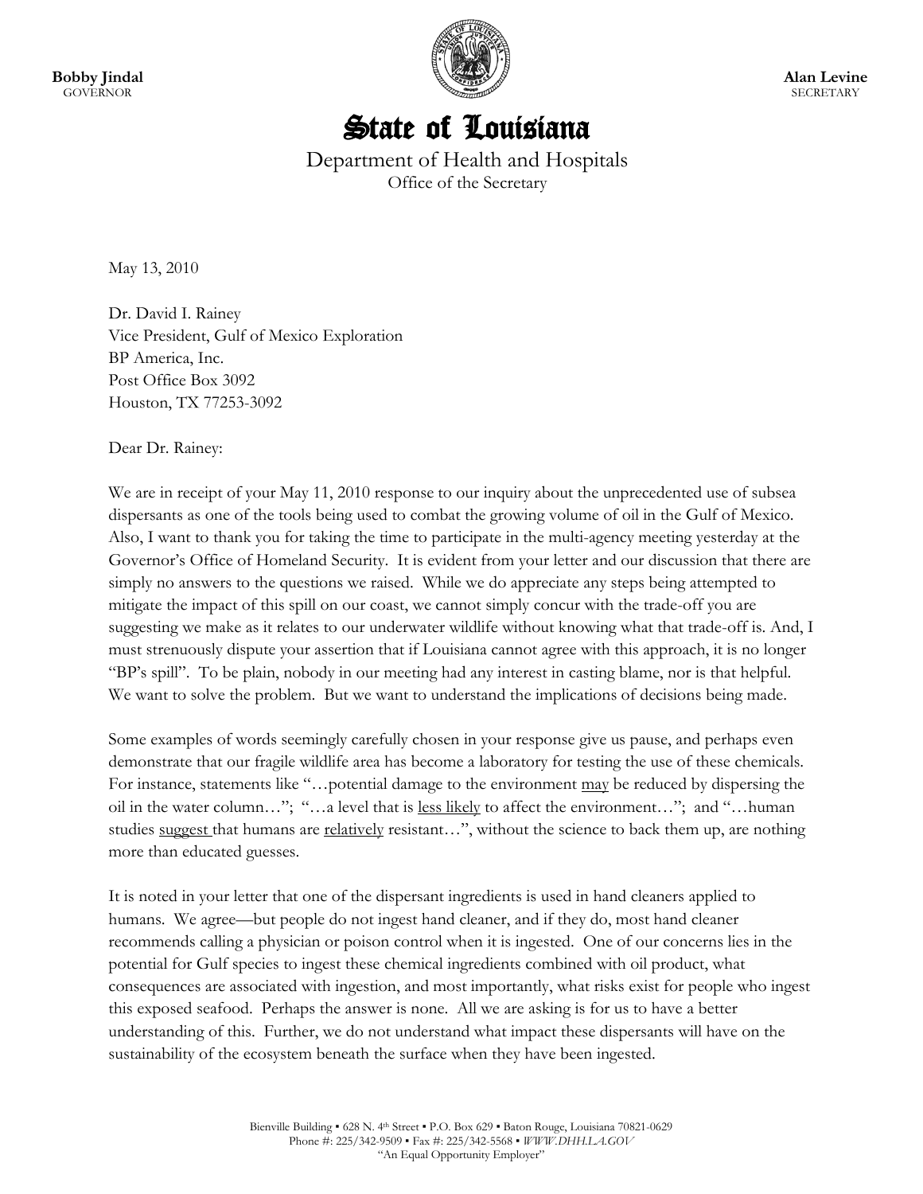**Bobby Jindal**
GOVERNOR

**Alan Levine**
SECRETARY

# State of Louisiana

Department of Health and Hospitals
Office of the Secretary

May 13, 2010

Dr. David I. Rainey
Vice President, Gulf of Mexico Exploration
BP America, Inc.
Post Office Box 3092
Houston, TX 77253-3092

Dear Dr. Rainey:

We are in receipt of your May 11, 2010 response to our inquiry about the unprecedented use of subsea dispersants as one of the tools being used to combat the growing volume of oil in the Gulf of Mexico. Also, I want to thank you for taking the time to participate in the multi-agency meeting yesterday at the Governor's Office of Homeland Security. It is evident from your letter and our discussion that there are simply no answers to the questions we raised. While we do appreciate any steps being attempted to mitigate the impact of this spill on our coast, we cannot simply concur with the trade-off you are suggesting we make as it relates to our underwater wildlife without knowing what that trade-off is. And, I must strenuously dispute your assertion that if Louisiana cannot agree with this approach, it is no longer "BP's spill". To be plain, nobody in our meeting had any interest in casting blame, nor is that helpful. We want to solve the problem. But we want to understand the implications of decisions being made.

Some examples of words seemingly carefully chosen in your response give us pause, and perhaps even demonstrate that our fragile wildlife area has become a laboratory for testing the use of these chemicals. For instance, statements like "…potential damage to the environment <u>may</u> be reduced by dispersing the oil in the water column…"; "…a level that is <u>less likely</u> to affect the environment…"; and "…human studies <u>suggest</u> that humans are <u>relatively</u> resistant…", without the science to back them up, are nothing more than educated guesses.

It is noted in your letter that one of the dispersant ingredients is used in hand cleaners applied to humans. We agree—but people do not ingest hand cleaner, and if they do, most hand cleaner recommends calling a physician or poison control when it is ingested. One of our concerns lies in the potential for Gulf species to ingest these chemical ingredients combined with oil product, what consequences are associated with ingestion, and most importantly, what risks exist for people who ingest this exposed seafood. Perhaps the answer is none. All we are asking is for us to have a better understanding of this. Further, we do not understand what impact these dispersants will have on the sustainability of the ecosystem beneath the surface when they have been ingested.

Bienville Building ▪ 628 N. 4th Street ▪ P.O. Box 629 ▪ Baton Rouge, Louisiana 70821-0629
Phone #: 225/342-9509 ▪ Fax #: 225/342-5568 ▪ *WWW.DHH.LA.GOV*
"An Equal Opportunity Employer"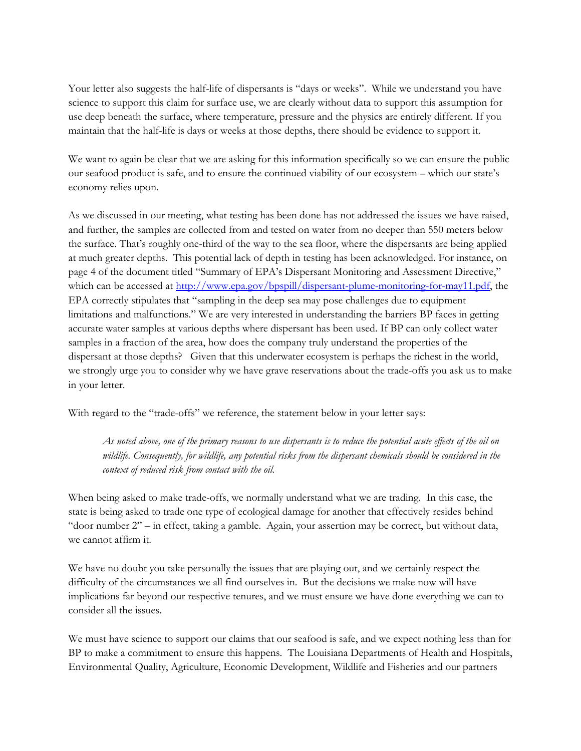Your letter also suggests the half-life of dispersants is "days or weeks". While we understand you have science to support this claim for surface use, we are clearly without data to support this assumption for use deep beneath the surface, where temperature, pressure and the physics are entirely different. If you maintain that the half-life is days or weeks at those depths, there should be evidence to support it.

We want to again be clear that we are asking for this information specifically so we can ensure the public our seafood product is safe, and to ensure the continued viability of our ecosystem – which our state's economy relies upon.

As we discussed in our meeting, what testing has been done has not addressed the issues we have raised, and further, the samples are collected from and tested on water from no deeper than 550 meters below the surface. That's roughly one-third of the way to the sea floor, where the dispersants are being applied at much greater depths. This potential lack of depth in testing has been acknowledged. For instance, on page 4 of the document titled "Summary of EPA's Dispersant Monitoring and Assessment Directive," which can be accessed at [http://www.epa.gov/bpspill/dispersant-plume-monitoring-for-may11.pdf](http://www.epa.gov/bpspill/dispersant-plume-monitoring-for-may11.pdf), the EPA correctly stipulates that "sampling in the deep sea may pose challenges due to equipment limitations and malfunctions." We are very interested in understanding the barriers BP faces in getting accurate water samples at various depths where dispersant has been used. If BP can only collect water samples in a fraction of the area, how does the company truly understand the properties of the dispersant at those depths? Given that this underwater ecosystem is perhaps the richest in the world, we strongly urge you to consider why we have grave reservations about the trade-offs you ask us to make in your letter.

With regard to the "trade-offs" we reference, the statement below in your letter says:

> *As noted above, one of the primary reasons to use dispersants is to reduce the potential acute effects of the oil on wildlife. Consequently, for wildlife, any potential risks from the dispersant chemicals should be considered in the context of reduced risk from contact with the oil.*

When being asked to make trade-offs, we normally understand what we are trading. In this case, the state is being asked to trade one type of ecological damage for another that effectively resides behind "door number 2" – in effect, taking a gamble. Again, your assertion may be correct, but without data, we cannot affirm it.

We have no doubt you take personally the issues that are playing out, and we certainly respect the difficulty of the circumstances we all find ourselves in. But the decisions we make now will have implications far beyond our respective tenures, and we must ensure we have done everything we can to consider all the issues.

We must have science to support our claims that our seafood is safe, and we expect nothing less than for BP to make a commitment to ensure this happens. The Louisiana Departments of Health and Hospitals, Environmental Quality, Agriculture, Economic Development, Wildlife and Fisheries and our partners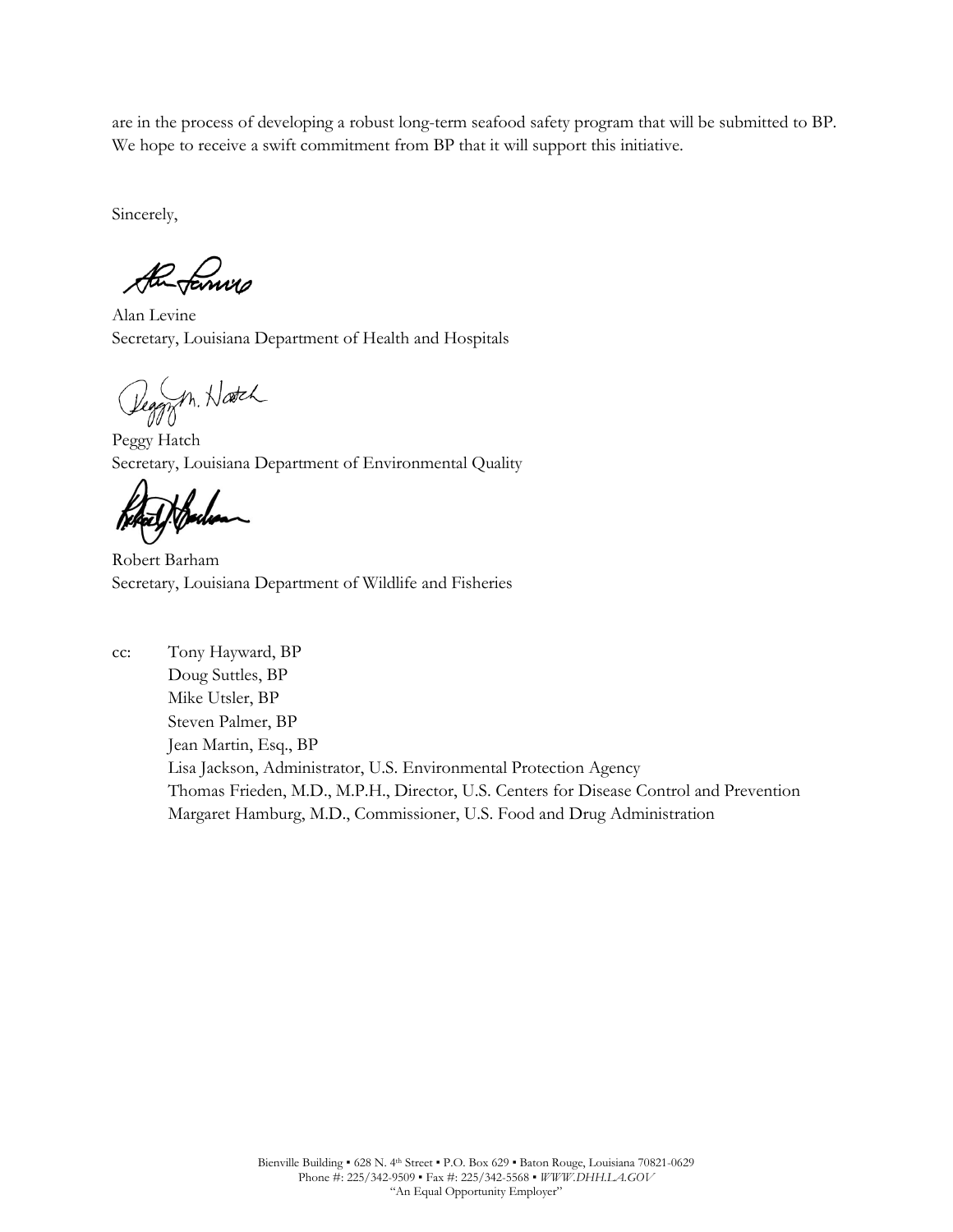are in the process of developing a robust long-term seafood safety program that will be submitted to BP. We hope to receive a swift commitment from BP that it will support this initiative.

Sincerely,

Alan Levine
Secretary, Louisiana Department of Health and Hospitals

Peggy Hatch
Secretary, Louisiana Department of Environmental Quality

Robert Barham
Secretary, Louisiana Department of Wildlife and Fisheries

cc: Tony Hayward, BP
Doug Suttles, BP
Mike Utsler, BP
Steven Palmer, BP
Jean Martin, Esq., BP
Lisa Jackson, Administrator, U.S. Environmental Protection Agency
Thomas Frieden, M.D., M.P.H., Director, U.S. Centers for Disease Control and Prevention
Margaret Hamburg, M.D., Commissioner, U.S. Food and Drug Administration

Bienville Building ▪ 628 N. 4th Street ▪ P.O. Box 629 ▪ Baton Rouge, Louisiana 70821-0629
Phone #: 225/342-9509 ▪ Fax #: 225/342-5568 ▪ *WWW.DHH.LA.GOV*
"An Equal Opportunity Employer"